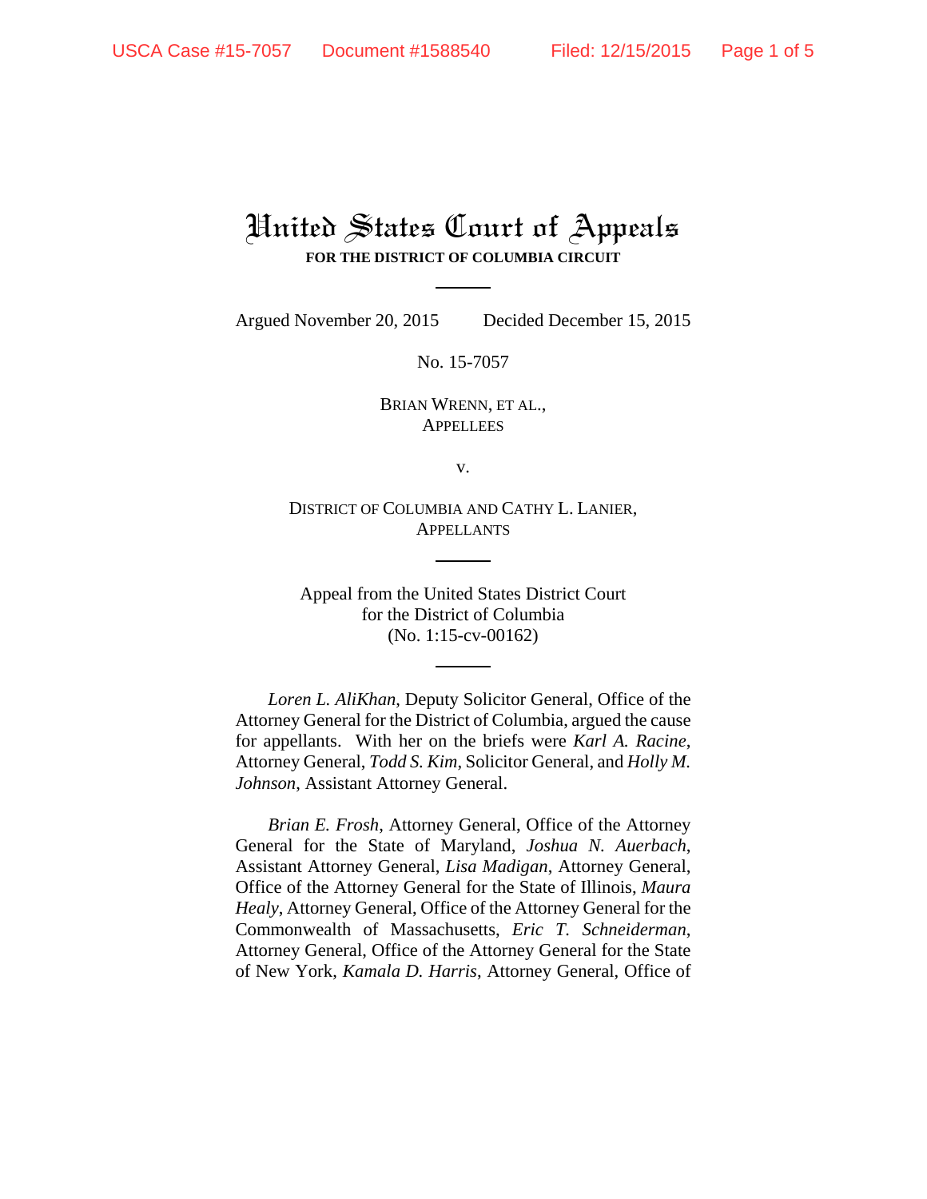# United States Court of Appeals

**FOR THE DISTRICT OF COLUMBIA CIRCUIT**

---

Argued November 20, 2015 Decided December 15, 2015

No. 15-7057

BRIAN WRENN, ET AL.,
APPELLEES

v.

DISTRICT OF COLUMBIA AND CATHY L. LANIER,
APPELLANTS

---

Appeal from the United States District Court
for the District of Columbia
(No. 1:15-cv-00162)

---

*Loren L. AliKhan*, Deputy Solicitor General, Office of the Attorney General for the District of Columbia, argued the cause for appellants. With her on the briefs were *Karl A. Racine*, Attorney General, *Todd S. Kim*, Solicitor General, and *Holly M. Johnson*, Assistant Attorney General.

*Brian E. Frosh*, Attorney General, Office of the Attorney General for the State of Maryland, *Joshua N. Auerbach*, Assistant Attorney General, *Lisa Madigan*, Attorney General, Office of the Attorney General for the State of Illinois, *Maura Healy*, Attorney General, Office of the Attorney General for the Commonwealth of Massachusetts, *Eric T. Schneiderman*, Attorney General, Office of the Attorney General for the State of New York, *Kamala D. Harris*, Attorney General, Office of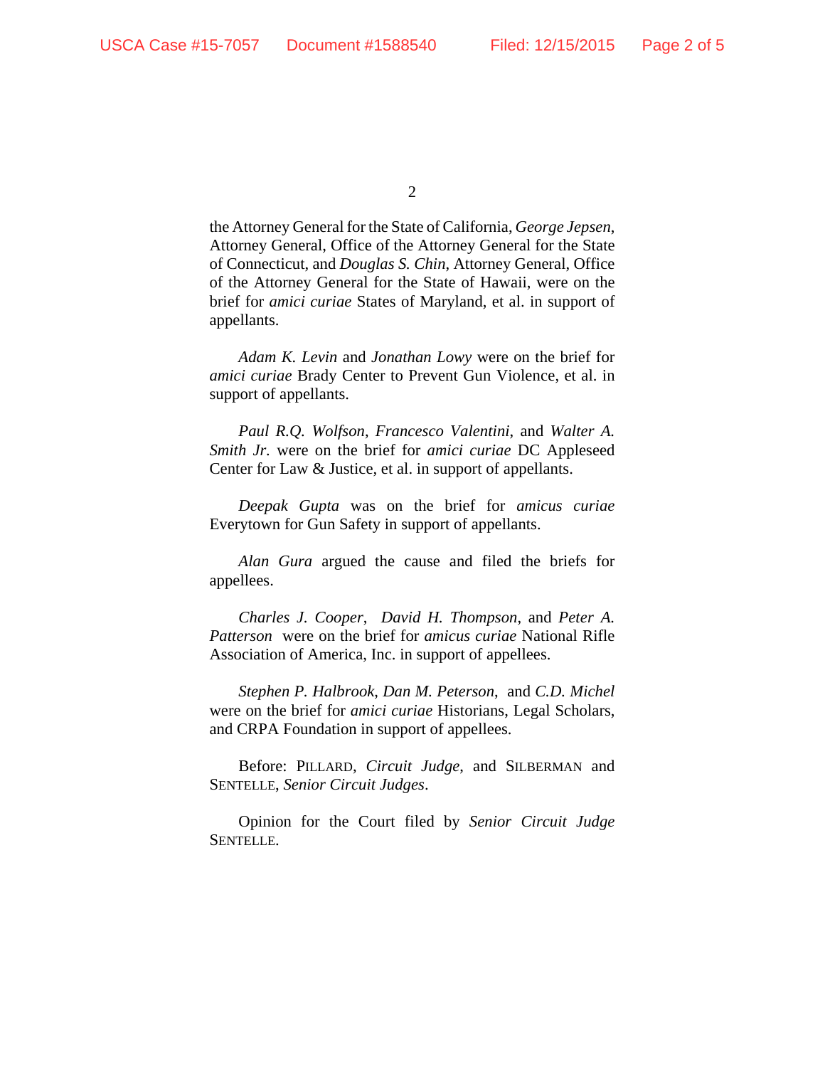the Attorney General for the State of California, *George Jepsen*, Attorney General, Office of the Attorney General for the State of Connecticut, and *Douglas S. Chin*, Attorney General, Office of the Attorney General for the State of Hawaii, were on the brief for *amici curiae* States of Maryland, et al. in support of appellants.

*Adam K. Levin* and *Jonathan Lowy* were on the brief for *amici curiae* Brady Center to Prevent Gun Violence, et al. in support of appellants.

*Paul R.Q. Wolfson*, *Francesco Valentini*, and *Walter A. Smith Jr.* were on the brief for *amici curiae* DC Appleseed Center for Law & Justice, et al. in support of appellants.

*Deepak Gupta* was on the brief for *amicus curiae* Everytown for Gun Safety in support of appellants.

*Alan Gura* argued the cause and filed the briefs for appellees.

*Charles J. Cooper*, *David H. Thompson*, and *Peter A. Patterson* were on the brief for *amicus curiae* National Rifle Association of America, Inc. in support of appellees.

*Stephen P. Halbrook*, *Dan M. Peterson*, and *C.D. Michel* were on the brief for *amici curiae* Historians, Legal Scholars, and CRPA Foundation in support of appellees.

Before: PILLARD, *Circuit Judge*, and SILBERMAN and SENTELLE, *Senior Circuit Judges*.

Opinion for the Court filed by *Senior Circuit Judge* SENTELLE.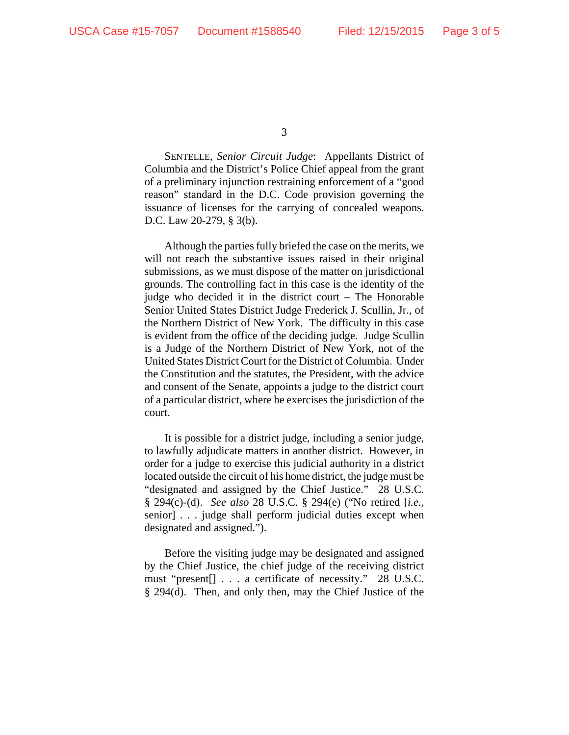SENTELLE, *Senior Circuit Judge*: Appellants District of Columbia and the District's Police Chief appeal from the grant of a preliminary injunction restraining enforcement of a "good reason" standard in the D.C. Code provision governing the issuance of licenses for the carrying of concealed weapons. D.C. Law 20-279, § 3(b).

Although the parties fully briefed the case on the merits, we will not reach the substantive issues raised in their original submissions, as we must dispose of the matter on jurisdictional grounds. The controlling fact in this case is the identity of the judge who decided it in the district court – The Honorable Senior United States District Judge Frederick J. Scullin, Jr., of the Northern District of New York. The difficulty in this case is evident from the office of the deciding judge. Judge Scullin is a Judge of the Northern District of New York, not of the United States District Court for the District of Columbia. Under the Constitution and the statutes, the President, with the advice and consent of the Senate, appoints a judge to the district court of a particular district, where he exercises the jurisdiction of the court.

It is possible for a district judge, including a senior judge, to lawfully adjudicate matters in another district. However, in order for a judge to exercise this judicial authority in a district located outside the circuit of his home district, the judge must be "designated and assigned by the Chief Justice." 28 U.S.C. § 294(c)-(d). *See also* 28 U.S.C. § 294(e) ("No retired [*i.e.*, senior] . . . judge shall perform judicial duties except when designated and assigned.").

Before the visiting judge may be designated and assigned by the Chief Justice, the chief judge of the receiving district must "present[] . . . a certificate of necessity." 28 U.S.C. § 294(d). Then, and only then, may the Chief Justice of the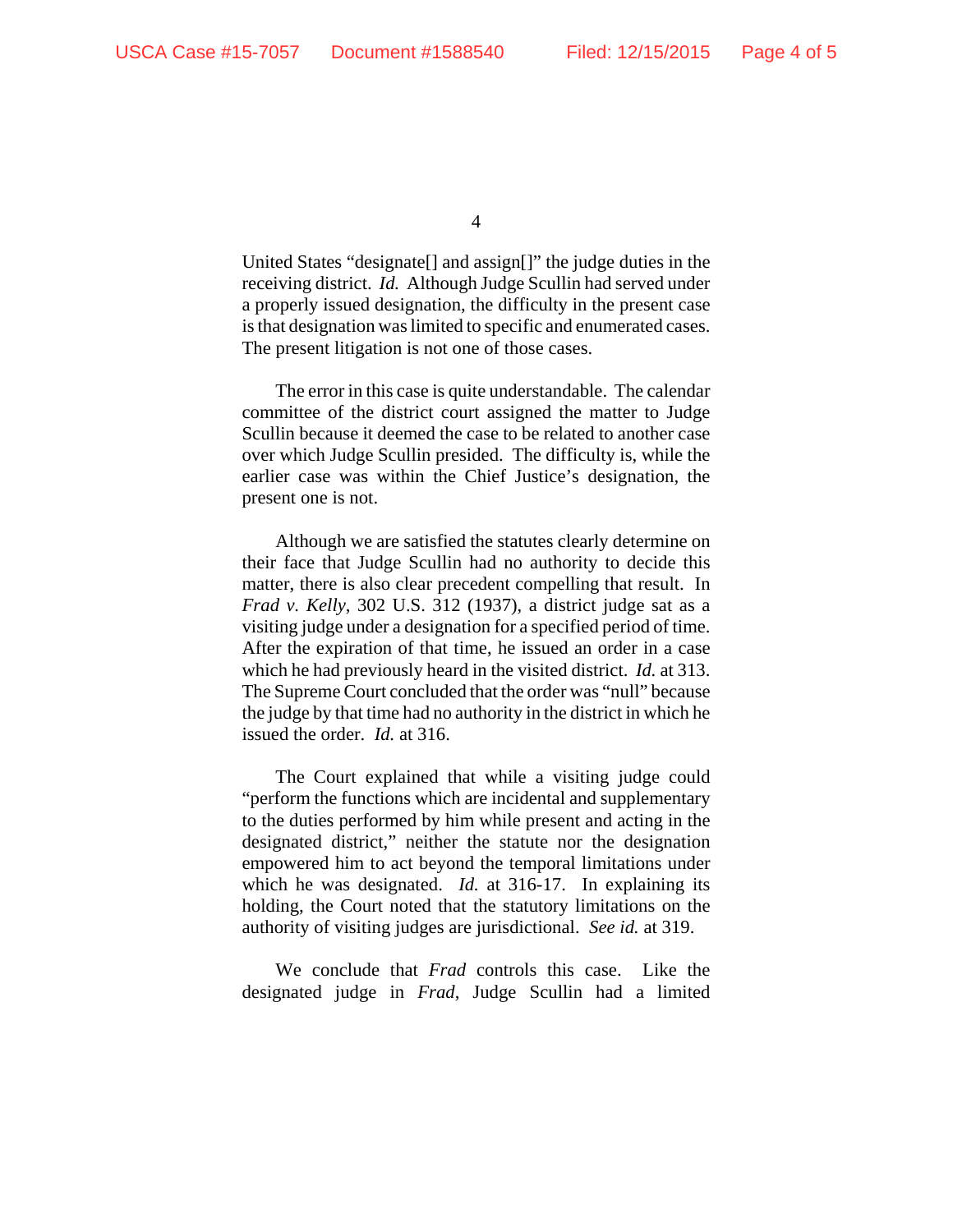United States "designate[] and assign[]" the judge duties in the receiving district. *Id.* Although Judge Scullin had served under a properly issued designation, the difficulty in the present case is that designation was limited to specific and enumerated cases. The present litigation is not one of those cases.

The error in this case is quite understandable. The calendar committee of the district court assigned the matter to Judge Scullin because it deemed the case to be related to another case over which Judge Scullin presided. The difficulty is, while the earlier case was within the Chief Justice's designation, the present one is not.

Although we are satisfied the statutes clearly determine on their face that Judge Scullin had no authority to decide this matter, there is also clear precedent compelling that result. In *Frad v. Kelly*, 302 U.S. 312 (1937), a district judge sat as a visiting judge under a designation for a specified period of time. After the expiration of that time, he issued an order in a case which he had previously heard in the visited district. *Id.* at 313. The Supreme Court concluded that the order was "null" because the judge by that time had no authority in the district in which he issued the order. *Id.* at 316.

The Court explained that while a visiting judge could "perform the functions which are incidental and supplementary to the duties performed by him while present and acting in the designated district," neither the statute nor the designation empowered him to act beyond the temporal limitations under which he was designated. *Id.* at 316-17. In explaining its holding, the Court noted that the statutory limitations on the authority of visiting judges are jurisdictional. *See id.* at 319.

We conclude that *Frad* controls this case. Like the designated judge in *Frad*, Judge Scullin had a limited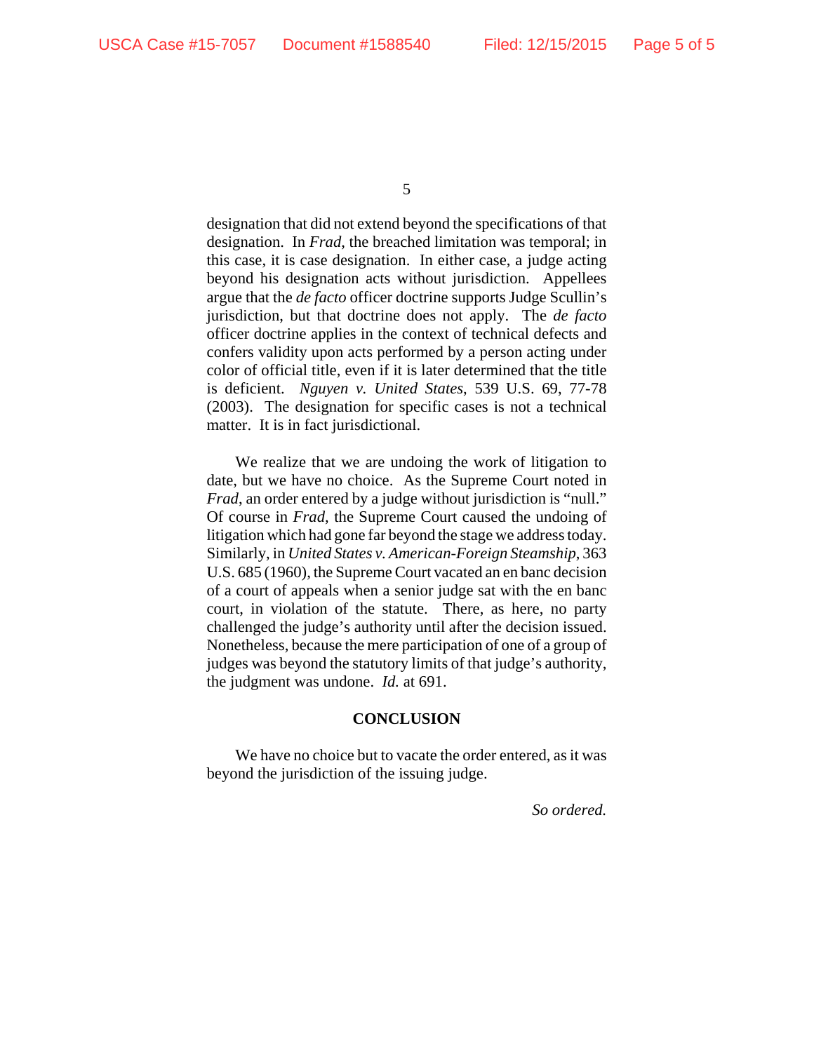designation that did not extend beyond the specifications of that designation. In *Frad*, the breached limitation was temporal; in this case, it is case designation. In either case, a judge acting beyond his designation acts without jurisdiction. Appellees argue that the *de facto* officer doctrine supports Judge Scullin's jurisdiction, but that doctrine does not apply. The *de facto* officer doctrine applies in the context of technical defects and confers validity upon acts performed by a person acting under color of official title, even if it is later determined that the title is deficient. *Nguyen v. United States*, 539 U.S. 69, 77-78 (2003). The designation for specific cases is not a technical matter. It is in fact jurisdictional.

We realize that we are undoing the work of litigation to date, but we have no choice. As the Supreme Court noted in *Frad*, an order entered by a judge without jurisdiction is "null." Of course in *Frad*, the Supreme Court caused the undoing of litigation which had gone far beyond the stage we address today. Similarly, in *United States v. American-Foreign Steamship*, 363 U.S. 685 (1960), the Supreme Court vacated an en banc decision of a court of appeals when a senior judge sat with the en banc court, in violation of the statute. There, as here, no party challenged the judge's authority until after the decision issued. Nonetheless, because the mere participation of one of a group of judges was beyond the statutory limits of that judge's authority, the judgment was undone. *Id.* at 691.

**CONCLUSION**

We have no choice but to vacate the order entered, as it was beyond the jurisdiction of the issuing judge.

*So ordered.*